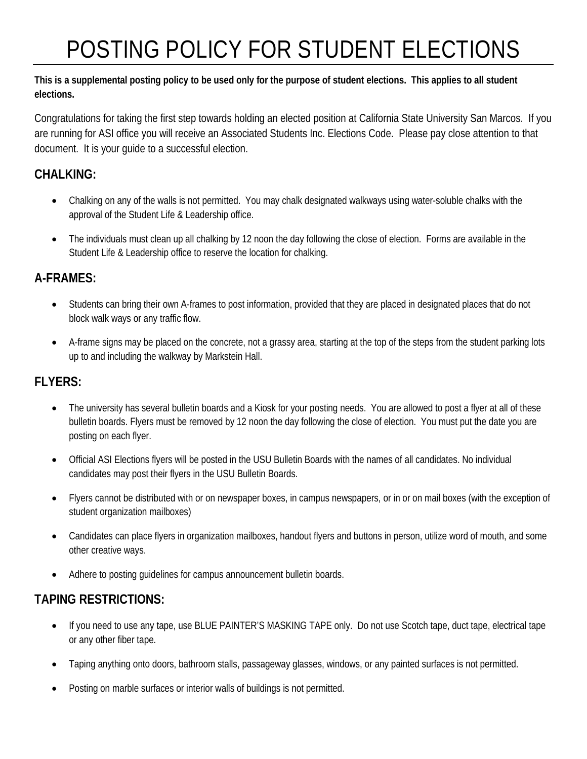# POSTING POLICY FOR STUDENT ELECTIONS

**This is a supplemental posting policy to be used only for the purpose of student elections. This applies to all student elections.**

Congratulations for taking the first step towards holding an elected position at California State University San Marcos. If you are running for ASI office you will receive an Associated Students Inc. Elections Code. Please pay close attention to that document. It is your guide to a successful election.

## CHALKING:

- Chalking on any of the walls is not permitted. You may chalk designated walkways using water-soluble chalks with the approval of the Student Life & Leadership office.
- The individuals must clean up all chalking by 12 noon the day following the close of election. Forms are available in the Student Life & Leadership office to reserve the location for chalking.

## A-FRAMES:

- Students can bring their own A-frames to post information, provided that they are placed in designated places that do not block walk ways or any traffic flow.
- A-frame signs may be placed on the concrete, not a grassy area, starting at the top of the steps from the student parking lots up to and including the walkway by Markstein Hall.

## FLYERS:

- The university has several bulletin boards and a Kiosk for your posting needs. You are allowed to post a flyer at all of these bulletin boards. Flyers must be removed by 12 noon the day following the close of election. You must put the date you are posting on each flyer.
- Official ASI Elections flyers will be posted in the USU Bulletin Boards with the names of all candidates. No individual candidates may post their flyers in the USU Bulletin Boards.
- Flyers cannot be distributed with or on newspaper boxes, in campus newspapers, or in or on mail boxes (with the exception of student organization mailboxes)
- Candidates can place flyers in organization mailboxes, handout flyers and buttons in person, utilize word of mouth, and some other creative ways.
- Adhere to posting guidelines for campus announcement bulletin boards.

## TAPING RESTRICTIONS:

- If you need to use any tape, use BLUE PAINTER'S MASKING TAPE only. Do not use Scotch tape, duct tape, electrical tape or any other fiber tape.
- Taping anything onto doors, bathroom stalls, passageway glasses, windows, or any painted surfaces is not permitted.
- Posting on marble surfaces or interior walls of buildings is not permitted.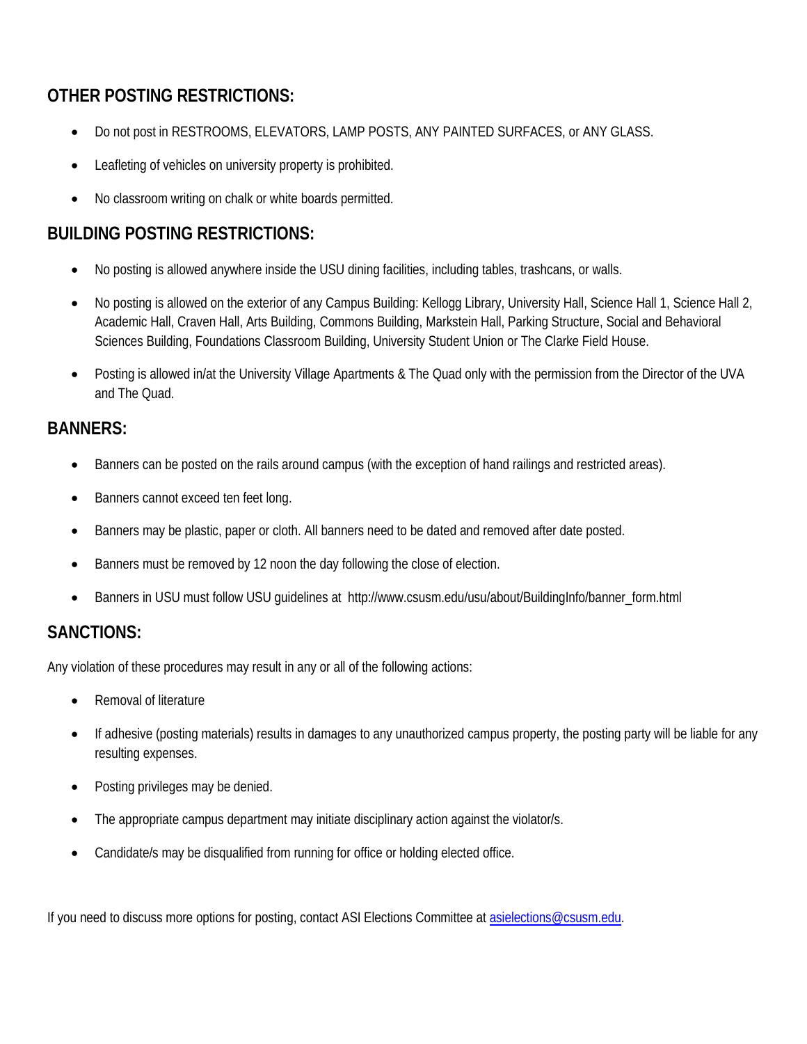## OTHER POSTING RESTRICTIONS:

- Do not post in RESTROOMS, ELEVATORS, LAMP POSTS, ANY PAINTED SURFACES, or ANY GLASS.
- Leafleting of vehicles on university property is prohibited.
- No classroom writing on chalk or white boards permitted.

## BUILDING POSTING RESTRICTIONS:

- No posting is allowed anywhere inside the USU dining facilities, including tables, trashcans, or walls.
- No posting is allowed on the exterior of any Campus Building: Kellogg Library, University Hall, Science Hall 1, Science Hall 2, Academic Hall, Craven Hall, Arts Building, Commons Building, Markstein Hall, Parking Structure, Social and Behavioral Sciences Building, Foundations Classroom Building, University Student Union or The Clarke Field House.
- Posting is allowed in/at the University Village Apartments & The Quad only with the permission from the Director of the UVA and The Quad.

## BANNERS:

- Banners can be posted on the rails around campus (with the exception of hand railings and restricted areas).
- Banners cannot exceed ten feet long.
- Banners may be plastic, paper or cloth. All banners need to be dated and removed after date posted.
- Banners must be removed by 12 noon the day following the close of election.
- Banners in USU must follow USU guidelines at http://www.csusm.edu/usu/about/BuildingInfo/banner_form.html

## SANCTIONS:

Any violation of these procedures may result in any or all of the following actions:

- Removal of literature
- If adhesive (posting materials) results in damages to any unauthorized campus property, the posting party will be liable for any resulting expenses.
- Posting privileges may be denied.
- The appropriate campus department may initiate disciplinary action against the violator/s.
- Candidate/s may be disqualified from running for office or holding elected office.

If you need to discuss more options for posting, contact ASI Elections Committee at asielections@csusm.edu.